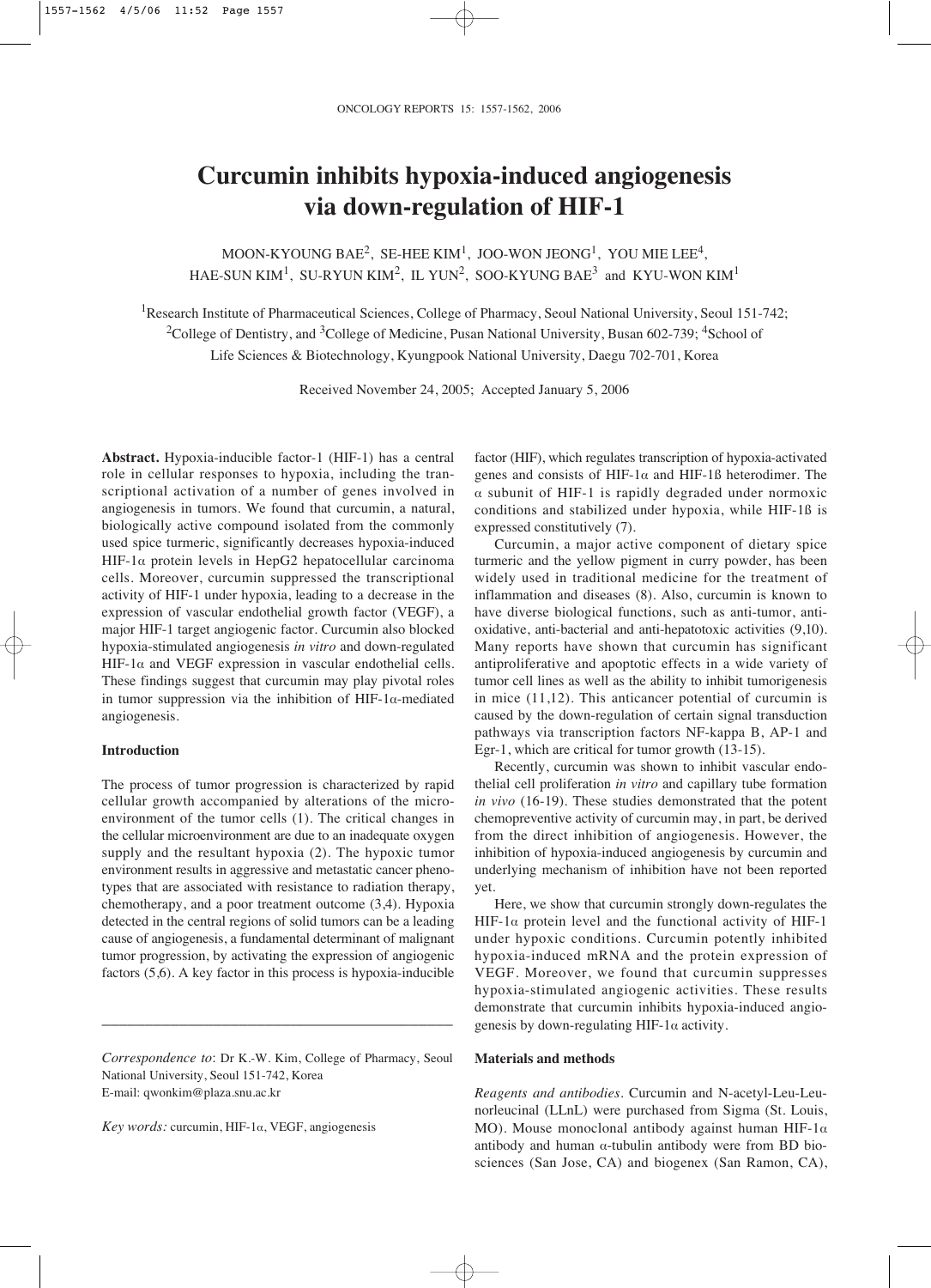# Curcumin inhibits hypoxia-induced angiogenesis via down-regulation of HIF-1

MOON-KYOUNG BAE[2], SE-HEE KIM[1], JOO-WON JEONG[1], YOU MIE LEE[4], HAE-SUN KIM[1], SU-RYUN KIM[2], IL YUN[2], SOO-KYUNG BAE[3] and KYU-WON KIM[1]

[1]Research Institute of Pharmaceutical Sciences, College of Pharmacy, Seoul National University, Seoul 151-742; [2]College of Dentistry, and [3]College of Medicine, Pusan National University, Busan 602-739; [4]School of Life Sciences & Biotechnology, Kyungpook National University, Daegu 702-701, Korea

Received November 24, 2005; Accepted January 5, 2006

**Abstract.** Hypoxia-inducible factor-1 (HIF-1) has a central role in cellular responses to hypoxia, including the transcriptional activation of a number of genes involved in angiogenesis in tumors. We found that curcumin, a natural, biologically active compound isolated from the commonly used spice turmeric, significantly decreases hypoxia-induced HIF-1α protein levels in HepG2 hepatocellular carcinoma cells. Moreover, curcumin suppressed the transcriptional activity of HIF-1 under hypoxia, leading to a decrease in the expression of vascular endothelial growth factor (VEGF), a major HIF-1 target angiogenic factor. Curcumin also blocked hypoxia-stimulated angiogenesis *in vitro* and down-regulated HIF-1α and VEGF expression in vascular endothelial cells. These findings suggest that curcumin may play pivotal roles in tumor suppression via the inhibition of HIF-1α-mediated angiogenesis.

## Introduction

The process of tumor progression is characterized by rapid cellular growth accompanied by alterations of the microenvironment of the tumor cells (1). The critical changes in the cellular microenvironment are due to an inadequate oxygen supply and the resultant hypoxia (2). The hypoxic tumor environment results in aggressive and metastatic cancer phenotypes that are associated with resistance to radiation therapy, chemotherapy, and a poor treatment outcome (3,4). Hypoxia detected in the central regions of solid tumors can be a leading cause of angiogenesis, a fundamental determinant of malignant tumor progression, by activating the expression of angiogenic factors (5,6). A key factor in this process is hypoxia-inducible factor (HIF), which regulates transcription of hypoxia-activated genes and consists of HIF-1α and HIF-1ß heterodimer. The α subunit of HIF-1 is rapidly degraded under normoxic conditions and stabilized under hypoxia, while HIF-1ß is expressed constitutively (7).

Curcumin, a major active component of dietary spice turmeric and the yellow pigment in curry powder, has been widely used in traditional medicine for the treatment of inflammation and diseases (8). Also, curcumin is known to have diverse biological functions, such as anti-tumor, anti-oxidative, anti-bacterial and anti-hepatotoxic activities (9,10). Many reports have shown that curcumin has significant antiproliferative and apoptotic effects in a wide variety of tumor cell lines as well as the ability to inhibit tumorigenesis in mice (11,12). This anticancer potential of curcumin is caused by the down-regulation of certain signal transduction pathways via transcription factors NF-kappa B, AP-1 and Egr-1, which are critical for tumor growth (13-15).

Recently, curcumin was shown to inhibit vascular endothelial cell proliferation *in vitro* and capillary tube formation *in vivo* (16-19). These studies demonstrated that the potent chemopreventive activity of curcumin may, in part, be derived from the direct inhibition of angiogenesis. However, the inhibition of hypoxia-induced angiogenesis by curcumin and underlying mechanism of inhibition have not been reported yet.

Here, we show that curcumin strongly down-regulates the HIF-1α protein level and the functional activity of HIF-1 under hypoxic conditions. Curcumin potently inhibited hypoxia-induced mRNA and the protein expression of VEGF. Moreover, we found that curcumin suppresses hypoxia-stimulated angiogenic activities. These results demonstrate that curcumin inhibits hypoxia-induced angiogenesis by down-regulating HIF-1α activity.

## Materials and methods

*Reagents and antibodies.* Curcumin and N-acetyl-Leu-Leu-norleucinal (LLnL) were purchased from Sigma (St. Louis, MO). Mouse monoclonal antibody against human HIF-1α antibody and human α-tubulin antibody were from BD biosciences (San Jose, CA) and biogenex (San Ramon, CA),

---

*Correspondence to*: Dr K.-W. Kim, College of Pharmacy, Seoul National University, Seoul 151-742, Korea
E-mail: qwonkim@plaza.snu.ac.kr

*Key words:* curcumin, HIF-1α, VEGF, angiogenesis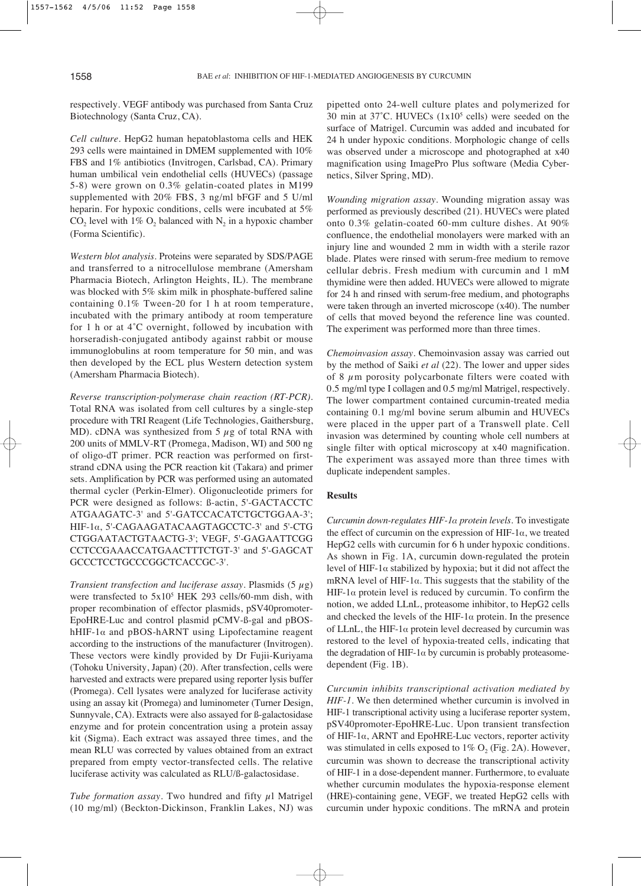respectively. VEGF antibody was purchased from Santa Cruz Biotechnology (Santa Cruz, CA).

*Cell culture*. HepG2 human hepatoblastoma cells and HEK 293 cells were maintained in DMEM supplemented with 10% FBS and 1% antibiotics (Invitrogen, Carlsbad, CA). Primary human umbilical vein endothelial cells (HUVECs) (passage 5-8) were grown on 0.3% gelatin-coated plates in M199 supplemented with 20% FBS, 3 ng/ml bFGF and 5 U/ml heparin. For hypoxic conditions, cells were incubated at 5% $CO_2$ level with 1% $O_2$ balanced with $N_2$ in a hypoxic chamber (Forma Scientific).

*Western blot analysis*. Proteins were separated by SDS/PAGE and transferred to a nitrocellulose membrane (Amersham Pharmacia Biotech, Arlington Heights, IL). The membrane was blocked with 5% skim milk in phosphate-buffered saline containing 0.1% Tween-20 for 1 h at room temperature, incubated with the primary antibody at room temperature for 1 h or at 4˚C overnight, followed by incubation with horseradish-conjugated antibody against rabbit or mouse immunoglobulins at room temperature for 50 min, and was then developed by the ECL plus Western detection system (Amersham Pharmacia Biotech).

*Reverse transcription-polymerase chain reaction (RT-PCR)*. Total RNA was isolated from cell cultures by a single-step procedure with TRI Reagent (Life Technologies, Gaithersburg, MD). cDNA was synthesized from 5 μg of total RNA with 200 units of MMLV-RT (Promega, Madison, WI) and 500 ng of oligo-dT primer. PCR reaction was performed on first-strand cDNA using the PCR reaction kit (Takara) and primer sets. Amplification by PCR was performed using an automated thermal cycler (Perkin-Elmer). Oligonucleotide primers for PCR were designed as follows: ß-actin, 5'-GACTACCTC ATGAAGATC-3' and 5'-GATCCACATCTGCTGGAA-3'; HIF-1α, 5'-CAGAAGATACAAGTAGCCTC-3' and 5'-CTG CTGGAATACTGTAACTG-3'; VEGF, 5'-GAGAATTCGG CCTCCGAAACCATGAACTTTCTGT-3' and 5'-GAGCAT GCCCTCCTGCCCGGCTCACCGC-3'.

*Transient transfection and luciferase assay*. Plasmids (5 μg) were transfected to $5 \times 10^5$ HEK 293 cells/60-mm dish, with proper recombination of effector plasmids, pSV40promoter-EpoHRE-Luc and control plasmid pCMV-ß-gal and pBOS-hHIF-1α and pBOS-hARNT using Lipofectamine reagent according to the instructions of the manufacturer (Invitrogen). These vectors were kindly provided by Dr Fujii-Kuriyama (Tohoku University, Japan) (20). After transfection, cells were harvested and extracts were prepared using reporter lysis buffer (Promega). Cell lysates were analyzed for luciferase activity using an assay kit (Promega) and luminometer (Turner Design, Sunnyvale, CA). Extracts were also assayed for ß-galactosidase enzyme and for protein concentration using a protein assay kit (Sigma). Each extract was assayed three times, and the mean RLU was corrected by values obtained from an extract prepared from empty vector-transfected cells. The relative luciferase activity was calculated as RLU/ß-galactosidase.

*Tube formation assay*. Two hundred and fifty μl Matrigel (10 mg/ml) (Beckton-Dickinson, Franklin Lakes, NJ) was pipetted onto 24-well culture plates and polymerized for 30 min at 37˚C. HUVECs ($1 \times 10^5$ cells) were seeded on the surface of Matrigel. Curcumin was added and incubated for 24 h under hypoxic conditions. Morphologic change of cells was observed under a microscope and photographed at x40 magnification using ImagePro Plus software (Media Cybernetics, Silver Spring, MD).

*Wounding migration assay*. Wounding migration assay was performed as previously described (21). HUVECs were plated onto 0.3% gelatin-coated 60-mm culture dishes. At 90% confluence, the endothelial monolayers were marked with an injury line and wounded 2 mm in width with a sterile razor blade. Plates were rinsed with serum-free medium to remove cellular debris. Fresh medium with curcumin and 1 mM thymidine were then added. HUVECs were allowed to migrate for 24 h and rinsed with serum-free medium, and photographs were taken through an inverted microscope (x40). The number of cells that moved beyond the reference line was counted. The experiment was performed more than three times.

*Chemoinvasion assay*. Chemoinvasion assay was carried out by the method of Saiki *et al* (22). The lower and upper sides of 8 μm porosity polycarbonate filters were coated with 0.5 mg/ml type I collagen and 0.5 mg/ml Matrigel, respectively. The lower compartment contained curcumin-treated media containing 0.1 mg/ml bovine serum albumin and HUVECs were placed in the upper part of a Transwell plate. Cell invasion was determined by counting whole cell numbers at single filter with optical microscopy at x40 magnification. The experiment was assayed more than three times with duplicate independent samples.

## Results

*Curcumin down-regulates HIF-1α protein levels*. To investigate the effect of curcumin on the expression of HIF-1α, we treated HepG2 cells with curcumin for 6 h under hypoxic conditions. As shown in Fig. 1A, curcumin down-regulated the protein level of HIF-1α stabilized by hypoxia; but it did not affect the mRNA level of HIF-1α. This suggests that the stability of the HIF-1α protein level is reduced by curcumin. To confirm the notion, we added LLnL, proteasome inhibitor, to HepG2 cells and checked the levels of the HIF-1α protein. In the presence of LLnL, the HIF-1α protein level decreased by curcumin was restored to the level of hypoxia-treated cells, indicating that the degradation of HIF-1α by curcumin is probably proteasome-dependent (Fig. 1B).

*Curcumin inhibits transcriptional activation mediated by HIF-1*. We then determined whether curcumin is involved in HIF-1 transcriptional activity using a luciferase reporter system, pSV40promoter-EpoHRE-Luc. Upon transient transfection of HIF-1α, ARNT and EpoHRE-Luc vectors, reporter activity was stimulated in cells exposed to 1% $O_2$ (Fig. 2A). However, curcumin was shown to decrease the transcriptional activity of HIF-1 in a dose-dependent manner. Furthermore, to evaluate whether curcumin modulates the hypoxia-response element (HRE)-containing gene, VEGF, we treated HepG2 cells with curcumin under hypoxic conditions. The mRNA and protein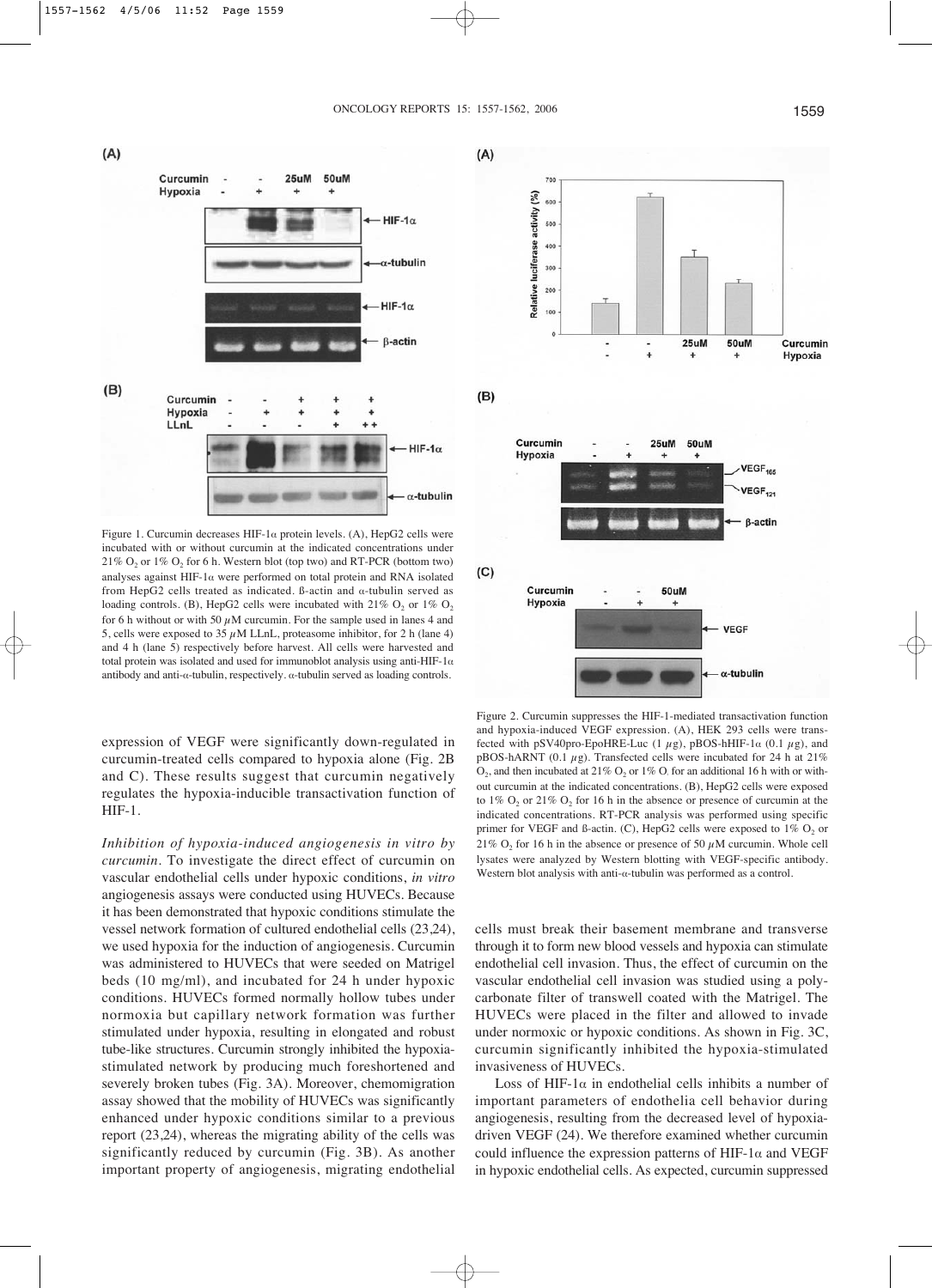Figure 1. Curcumin decreases HIF-1α protein levels. (A), HepG2 cells were incubated with or without curcumin at the indicated concentrations under 21% $O_2$ or 1% $O_2$ for 6 h. Western blot (top two) and RT-PCR (bottom two) analyses against HIF-1α were performed on total protein and RNA isolated from HepG2 cells treated as indicated. ß-actin and α-tubulin served as loading controls. (B), HepG2 cells were incubated with 21% $O_2$ or 1% $O_2$ for 6 h without or with 50 μM curcumin. For the sample used in lanes 4 and 5, cells were exposed to 35 μM LLnL, proteasome inhibitor, for 2 h (lane 4) and 4 h (lane 5) respectively before harvest. All cells were harvested and total protein was isolated and used for immunoblot analysis using anti-HIF-1α antibody and anti-α-tubulin, respectively. α-tubulin served as loading controls.

Figure 2. Curcumin suppresses the HIF-1-mediated transactivation function and hypoxia-induced VEGF expression. (A), HEK 293 cells were transfected with pSV40pro-EpoHRE-Luc (1 μg), pBOS-hHIF-1α (0.1 μg), and pBOS-hARNT (0.1 μg). Transfected cells were incubated for 24 h at 21% $O_2$, and then incubated at 21% $O_2$ or 1% $O_2$ for an additional 16 h with or without curcumin at the indicated concentrations. (B), HepG2 cells were exposed to 1% $O_2$ or 21% $O_2$ for 16 h in the absence or presence of curcumin at the indicated concentrations. RT-PCR analysis was performed using specific primer for VEGF and ß-actin. (C), HepG2 cells were exposed to 1% $O_2$ or 21% $O_2$ for 16 h in the absence or presence of 50 μM curcumin. Whole cell lysates were analyzed by Western blotting with VEGF-specific antibody. Western blot analysis with anti-α-tubulin was performed as a control.

expression of VEGF were significantly down-regulated in curcumin-treated cells compared to hypoxia alone (Fig. 2B and C). These results suggest that curcumin negatively regulates the hypoxia-inducible transactivation function of HIF-1.

*Inhibition of hypoxia-induced angiogenesis in vitro by curcumin*. To investigate the direct effect of curcumin on vascular endothelial cells under hypoxic conditions, *in vitro* angiogenesis assays were conducted using HUVECs. Because it has been demonstrated that hypoxic conditions stimulate the vessel network formation of cultured endothelial cells (23,24), we used hypoxia for the induction of angiogenesis. Curcumin was administered to HUVECs that were seeded on Matrigel beds (10 mg/ml), and incubated for 24 h under hypoxic conditions. HUVECs formed normally hollow tubes under normoxia but capillary network formation was further stimulated under hypoxia, resulting in elongated and robust tube-like structures. Curcumin strongly inhibited the hypoxia-stimulated network by producing much foreshortened and severely broken tubes (Fig. 3A). Moreover, chemomigration assay showed that the mobility of HUVECs was significantly enhanced under hypoxic conditions similar to a previous report (23,24), whereas the migrating ability of the cells was significantly reduced by curcumin (Fig. 3B). As another important property of angiogenesis, migrating endothelial cells must break their basement membrane and transverse through it to form new blood vessels and hypoxia can stimulate endothelial cell invasion. Thus, the effect of curcumin on the vascular endothelial cell invasion was studied using a polycarbonate filter of transwell coated with the Matrigel. The HUVECs were placed in the filter and allowed to invade under normoxic or hypoxic conditions. As shown in Fig. 3C, curcumin significantly inhibited the hypoxia-stimulated invasiveness of HUVECs.

Loss of HIF-1α in endothelial cells inhibits a number of important parameters of endothelia cell behavior during angiogenesis, resulting from the decreased level of hypoxia-driven VEGF (24). We therefore examined whether curcumin could influence the expression patterns of HIF-1α and VEGF in hypoxic endothelial cells. As expected, curcumin suppressed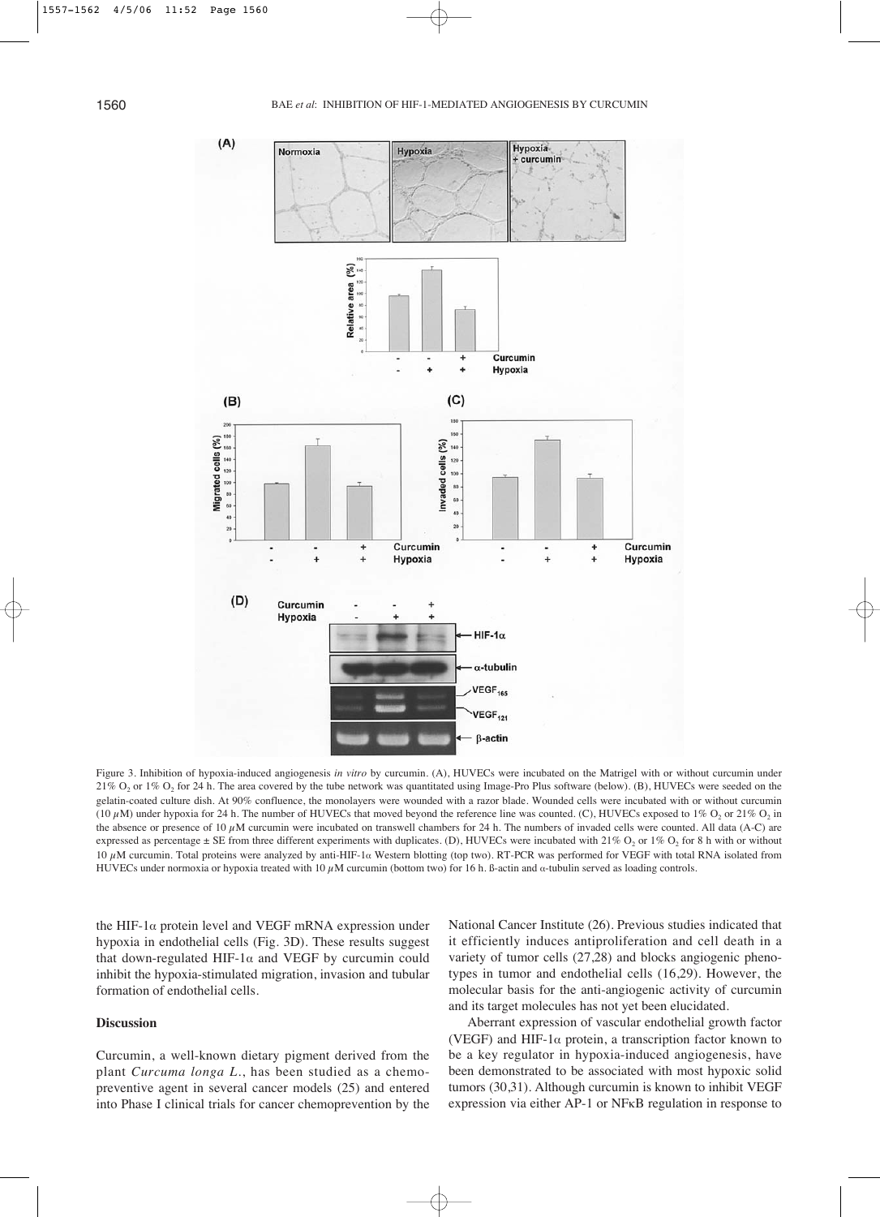Figure 3. Inhibition of hypoxia-induced angiogenesis *in vitro* by curcumin. (A), HUVECs were incubated on the Matrigel with or without curcumin under 21% $O_2$ or 1% $O_2$ for 24 h. The area covered by the tube network was quantitated using Image-Pro Plus software (below). (B), HUVECs were seeded on the gelatin-coated culture dish. At 90% confluence, the monolayers were wounded with a razor blade. Wounded cells were incubated with or without curcumin (10 $\mu$M) under hypoxia for 24 h. The number of HUVECs that moved beyond the reference line was counted. (C), HUVECs exposed to 1% $O_2$ or 21% $O_2$ in the absence or presence of 10 $\mu$M curcumin were incubated on transwell chambers for 24 h. The numbers of invaded cells were counted. All data (A-C) are expressed as percentage ± SE from three different experiments with duplicates. (D), HUVECs were incubated with 21% $O_2$ or 1% $O_2$ for 8 h with or without 10 $\mu$M curcumin. Total proteins were analyzed by anti-HIF-1α Western blotting (top two). RT-PCR was performed for VEGF with total RNA isolated from HUVECs under normoxia or hypoxia treated with 10 $\mu$M curcumin (bottom two) for 16 h. ß-actin and α-tubulin served as loading controls.

the HIF-1α protein level and VEGF mRNA expression under hypoxia in endothelial cells (Fig. 3D). These results suggest that down-regulated HIF-1α and VEGF by curcumin could inhibit the hypoxia-stimulated migration, invasion and tubular formation of endothelial cells.

## Discussion

Curcumin, a well-known dietary pigment derived from the plant *Curcuma longa L.*, has been studied as a chemopreventive agent in several cancer models (25) and entered into Phase I clinical trials for cancer chemoprevention by the National Cancer Institute (26). Previous studies indicated that it efficiently induces antiproliferation and cell death in a variety of tumor cells (27,28) and blocks angiogenic phenotypes in tumor and endothelial cells (16,29). However, the molecular basis for the anti-angiogenic activity of curcumin and its target molecules has not yet been elucidated.

Aberrant expression of vascular endothelial growth factor (VEGF) and HIF-1α protein, a transcription factor known to be a key regulator in hypoxia-induced angiogenesis, have been demonstrated to be associated with most hypoxic solid tumors (30,31). Although curcumin is known to inhibit VEGF expression via either AP-1 or NFκB regulation in response to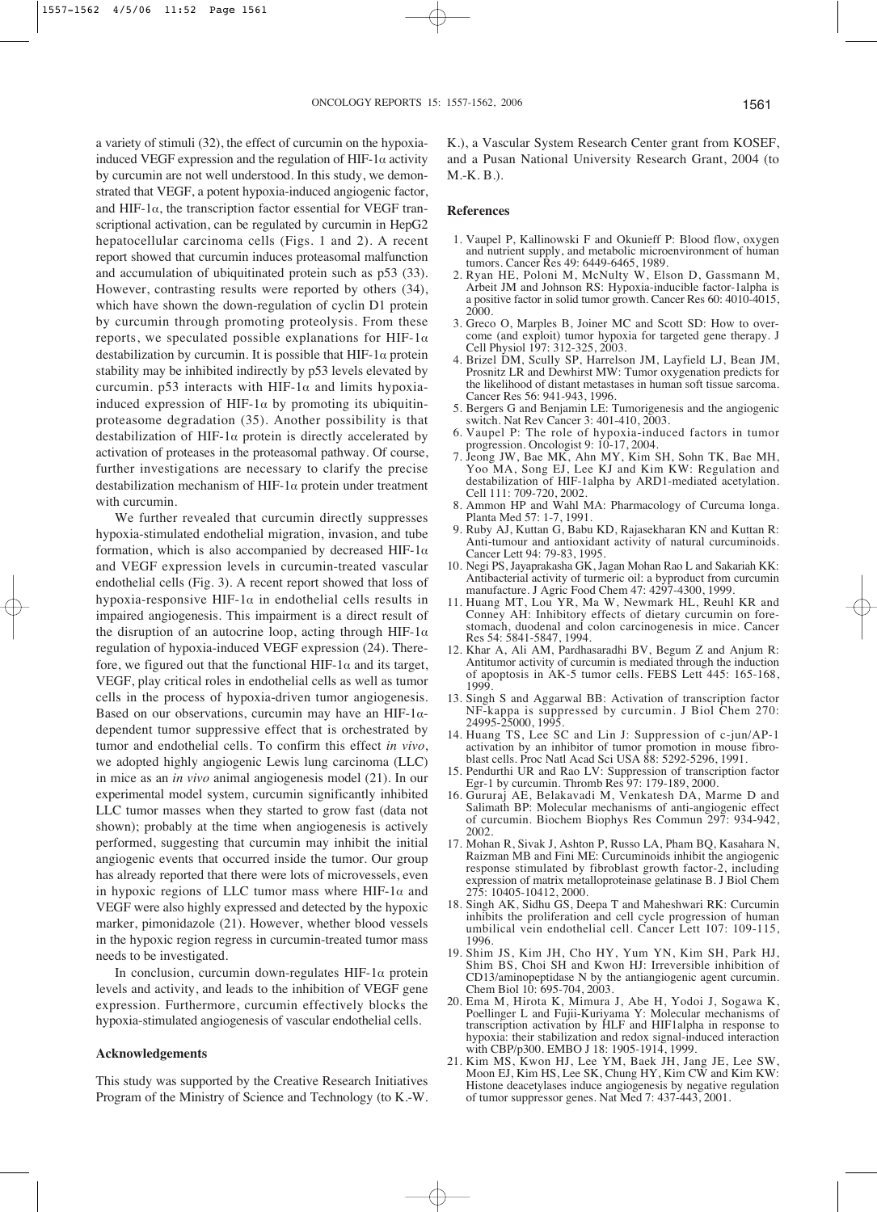a variety of stimuli (32), the effect of curcumin on the hypoxia-induced VEGF expression and the regulation of HIF-1α activity by curcumin are not well understood. In this study, we demonstrated that VEGF, a potent hypoxia-induced angiogenic factor, and HIF-1α, the transcription factor essential for VEGF transcriptional activation, can be regulated by curcumin in HepG2 hepatocellular carcinoma cells (Figs. 1 and 2). A recent report showed that curcumin induces proteasomal malfunction and accumulation of ubiquitinated protein such as p53 (33). However, contrasting results were reported by others (34), which have shown the down-regulation of cyclin D1 protein by curcumin through promoting proteolysis. From these reports, we speculated possible explanations for HIF-1α destabilization by curcumin. It is possible that HIF-1α protein stability may be inhibited indirectly by p53 levels elevated by curcumin. p53 interacts with HIF-1α and limits hypoxia-induced expression of HIF-1α by promoting its ubiquitin-proteasome degradation (35). Another possibility is that destabilization of HIF-1α protein is directly accelerated by activation of proteases in the proteasomal pathway. Of course, further investigations are necessary to clarify the precise destabilization mechanism of HIF-1α protein under treatment with curcumin.

We further revealed that curcumin directly suppresses hypoxia-stimulated endothelial migration, invasion, and tube formation, which is also accompanied by decreased HIF-1α and VEGF expression levels in curcumin-treated vascular endothelial cells (Fig. 3). A recent report showed that loss of hypoxia-responsive HIF-1α in endothelial cells results in impaired angiogenesis. This impairment is a direct result of the disruption of an autocrine loop, acting through HIF-1α regulation of hypoxia-induced VEGF expression (24). Therefore, we figured out that the functional HIF-1α and its target, VEGF, play critical roles in endothelial cells as well as tumor cells in the process of hypoxia-driven tumor angiogenesis. Based on our observations, curcumin may have an HIF-1α-dependent tumor suppressive effect that is orchestrated by tumor and endothelial cells. To confirm this effect *in vivo*, we adopted highly angiogenic Lewis lung carcinoma (LLC) in mice as an *in vivo* animal angiogenesis model (21). In our experimental model system, curcumin significantly inhibited LLC tumor masses when they started to grow fast (data not shown); probably at the time when angiogenesis is actively performed, suggesting that curcumin may inhibit the initial angiogenic events that occurred inside the tumor. Our group has already reported that there were lots of microvessels, even in hypoxic regions of LLC tumor mass where HIF-1α and VEGF were also highly expressed and detected by the hypoxic marker, pimonidazole (21). However, whether blood vessels in the hypoxic region regress in curcumin-treated tumor mass needs to be investigated.

In conclusion, curcumin down-regulates HIF-1α protein levels and activity, and leads to the inhibition of VEGF gene expression. Furthermore, curcumin effectively blocks the hypoxia-stimulated angiogenesis of vascular endothelial cells.

## Acknowledgements

This study was supported by the Creative Research Initiatives Program of the Ministry of Science and Technology (to K.-W. K.), a Vascular System Research Center grant from KOSEF, and a Pusan National University Research Grant, 2004 (to M.-K. B.).

## References

1. Vaupel P, Kallinowski F and Okunieff P: Blood flow, oxygen and nutrient supply, and metabolic microenvironment of human tumors. Cancer Res 49: 6449-6465, 1989.
2. Ryan HE, Poloni M, McNulty W, Elson D, Gassmann M, Arbeit JM and Johnson RS: Hypoxia-inducible factor-1alpha is a positive factor in solid tumor growth. Cancer Res 60: 4010-4015, 2000.
3. Greco O, Marples B, Joiner MC and Scott SD: How to overcome (and exploit) tumor hypoxia for targetede gene therapy. J Cell Physiol 197: 312-325, 2003.
4. Brizel DM, Scully SP, Harrelson JM, Layfield LJ, Bean JM, Prosnitz LR and Dewhirst MW: Tumor oxygenation predicts for the likelihood of distant metastases in human soft tissue sarcoma. Cancer Res 56: 941-943, 1996.
5. Bergers G and Benjamin LE: Tumorigenesis and the angiogenic switch. Nat Rev Cancer 3: 401-410, 2003.
6. Vaupel P: The role of hypoxia-induced factors in tumor progression. Oncologist 9: 10-17, 2004.
7. Jeong JW, Bae MK, Ahn MY, Kim SH, Sohn TK, Bae MH, Yoo MA, Song EJ, Lee KJ and Kim KW: Regulation and destabilization of HIF-1alpha by ARD1-mediated acetylation. Cell 111: 709-720, 2002.
8. Ammon HP and Wahl MA: Pharmacology of Curcuma longa. Planta Med 57: 1-7, 1991.
9. Ruby AJ, Kuttan G, Babu KD, Rajasekharan KN and Kuttan R: Anti-tumour and antioxidant activity of natural curcuminoids. Cancer Lett 94: 79-83, 1995.
10. Negi PS, Jayaprakasha GK, Jagan Mohan Rao L and Sakariah KK: Antibacterial activity of turmeric oil: a byproduct from curcumin manufacture. J Agric Food Chem 47: 4297-4300, 1999.
11. Huang MT, Lou YR, Ma W, Newmark HL, Reuhl KR and Conney AH: Inhibitory effects of dietary curcumin on forestomach, duodenal and colon carcinogenesis in mice. Cancer Res 54: 5841-5847, 1994.
12. Khar A, Ali AM, Pardhasaradhi BV, Begum Z and Anjum R: Antitumor activity of curcumin is mediated through the induction of apoptosis in AK-5 tumor cells. FEBS Lett 445: 165-168, 1999.
13. Singh S and Aggarwal BB: Activation of transcription factor NF-kappa is suppressed by curcumin. J Biol Chem 270: 24995-25000, 1995.
14. Huang TS, Lee SC and Lin J: Suppression of c-jun/AP-1 activation by an inhibitor of tumor promotion in mouse fibroblast cells. Proc Natl Acad Sci USA 88: 5292-5296, 1991.
15. Pendurthi UR and Rao LV: Suppression of transcription factor Egr-1 by curcumin. Thromb Res 97: 179-189, 2000.
16. Gururaj AE, Belakavadi M, Venkatesh DA, Marme D and Salimath BP: Molecular mechanisms of anti-angiogenic effect of curcumin. Biochem Biophys Res Commun 297: 934-942, 2002.
17. Mohan R, Sivak J, Ashton P, Russo LA, Pham BQ, Kasahara N, Raizman MB and Fini ME: Curcuminoids inhibit the angiogenic response stimulated by fibroblast growth factor-2, including expression of matrix metalloproteinase gelatinase B. J Biol Chem 275: 10405-10412, 2000.
18. Singh AK, Sidhu GS, Deepa T and Maheshwari RK: Curcumin inhibits the proliferation and cell cycle progression of human umbilical vein endothelial cell. Cancer Lett 107: 109-115, 1996.
19. Shim JS, Kim JH, Cho HY, Yum YN, Kim SH, Park HJ, Shim BS, Choi SH and Kwon HJ: Irreversible inhibition of CD13/aminopeptidase N by the antiangiogenic agent curcumin. Chem Biol 10: 695-704, 2003.
20. Ema M, Hirota K, Mimura J, Abe H, Yodoi J, Sogawa K, Poellinger L and Fujii-Kuriyama Y: Molecular mechanisms of transcription activation by HLF and HIF1alpha in response to hypoxia: their stabilization and redox signal-induced interaction with CBP/p300. EMBO J 18: 1905-1914, 1999.
21. Kim MS, Kwon HJ, Lee YM, Baek JH, Jang JE, Lee SW, Moon EJ, Kim HS, Lee SK, Chung HY, Kim CW and Kim KW: Histone deacetylases induce angiogenesis by negative regulation of tumor suppressor genes. Nat Med 7: 437-443, 2001.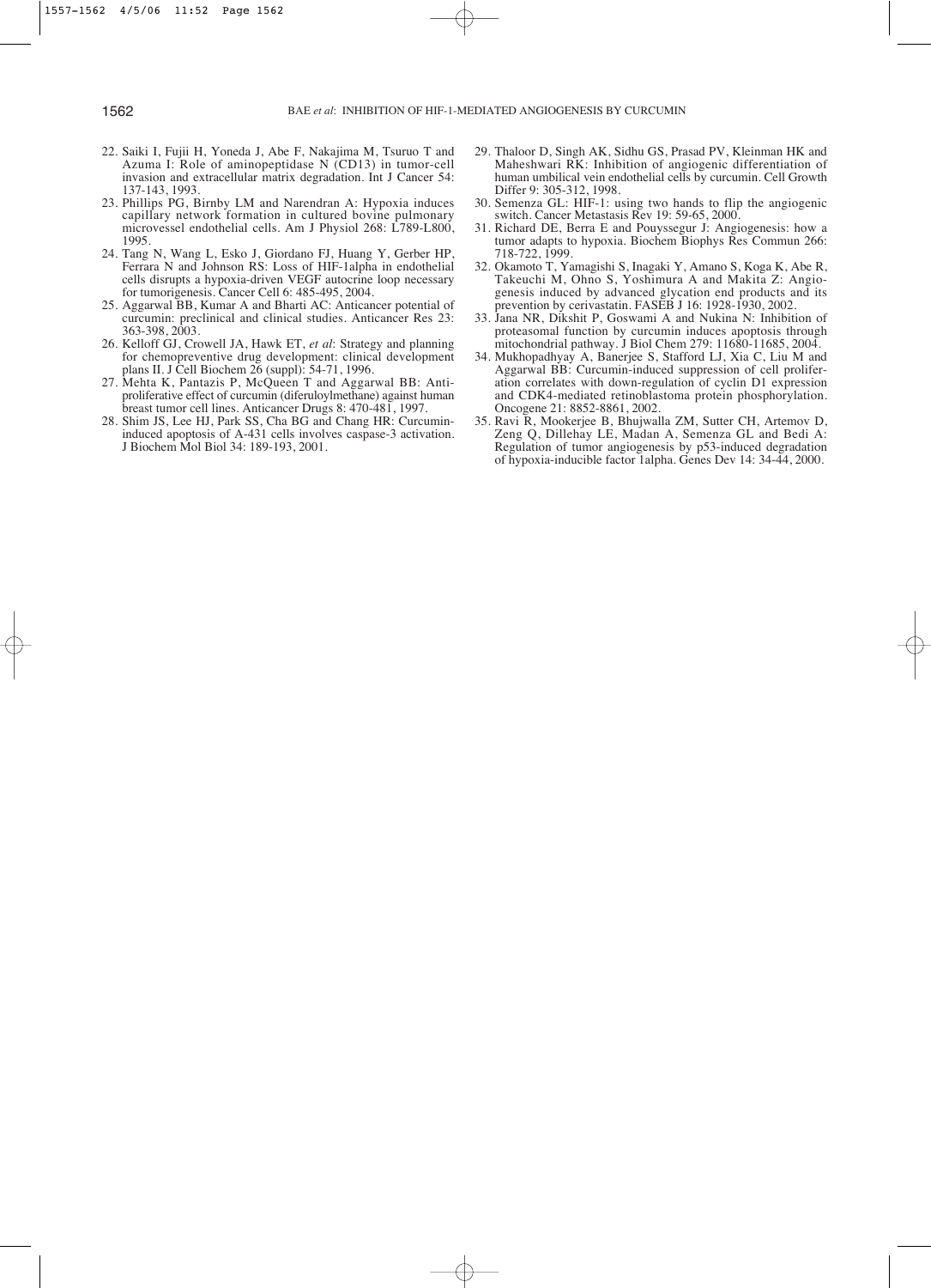22. Saiki I, Fujii H, Yoneda J, Abe F, Nakajima M, Tsuruo T and Azuma I: Role of aminopeptidase N (CD13) in tumor-cell invasion and extracellular matrix degradation. Int J Cancer 54: 137-143, 1993.
23. Phillips PG, Birnby LM and Narendran A: Hypoxia induces capillary network formation in cultured bovine pulmonary microvessel endothelial cells. Am J Physiol 268: L789-L800, 1995.
24. Tang N, Wang L, Esko J, Giordano FJ, Huang Y, Gerber HP, Ferrara N and Johnson RS: Loss of HIF-1alpha in endothelial cells disrupts a hypoxia-driven VEGF autocrine loop necessary for tumorigenesis. Cancer Cell 6: 485-495, 2004.
25. Aggarwal BB, Kumar A and Bharti AC: Anticancer potential of curcumin: preclinical and clinical studies. Anticancer Res 23: 363-398, 2003.
26. Kelloff GJ, Crowell JA, Hawk ET, *et al*: Strategy and planning for chemopreventive drug development: clinical development plans II. J Cell Biochem 26 (suppl): 54-71, 1996.
27. Mehta K, Pantazis P, McQueen T and Aggarwal BB: Antiproliferative effect of curcumin (diferuloylmethane) against human breast tumor cell lines. Anticancer Drugs 8: 470-481, 1997.
28. Shim JS, Lee HJ, Park SS, Cha BG and Chang HR: Curcumin-induced apoptosis of A-431 cells involves caspase-3 activation. J Biochem Mol Biol 34: 189-193, 2001.
29. Thaloor D, Singh AK, Sidhu GS, Prasad PV, Kleinman HK and Maheshwari RK: Inhibition of angiogenic differentiation of human umbilical vein endothelial cells by curcumin. Cell Growth Differ 9: 305-312, 1998.
30. Semenza GL: HIF-1: using two hands to flip the angiogenic switch. Cancer Metastasis Rev 19: 59-65, 2000.
31. Richard DE, Berra E and Pouyssegur J: Angiogenesis: how a tumor adapts to hypoxia. Biochem Biophys Res Commun 266: 718-722, 1999.
32. Okamoto T, Yamagishi S, Inagaki Y, Amano S, Koga K, Abe R, Takeuchi M, Ohno S, Yoshimura A and Makita Z: Angiogenesis induced by advanced glycation end products and its prevention by cerivastatin. FASEB J 16: 1928-1930, 2002.
33. Jana NR, Dikshit P, Goswami A and Nukina N: Inhibition of proteasomal function by curcumin induces apoptosis through mitochondrial pathway. J Biol Chem 279: 11680-11685, 2004.
34. Mukhopadhyay A, Banerjee S, Stafford LJ, Xia C, Liu M and Aggarwal BB: Curcumin-induced suppression of cell proliferation correlates with down-regulation of cyclin D1 expression and CDK4-mediated retinoblastoma protein phosphorylation. Oncogene 21: 8852-8861, 2002.
35. Ravi R, Mookerjee B, Bhujwalla ZM, Sutter CH, Artemov D, Zeng Q, Dillehay LE, Madan A, Semenza GL and Bedi A: Regulation of tumor angiogenesis by p53-induced degradation of hypoxia-inducible factor 1alpha. Genes Dev 14: 34-44, 2000.